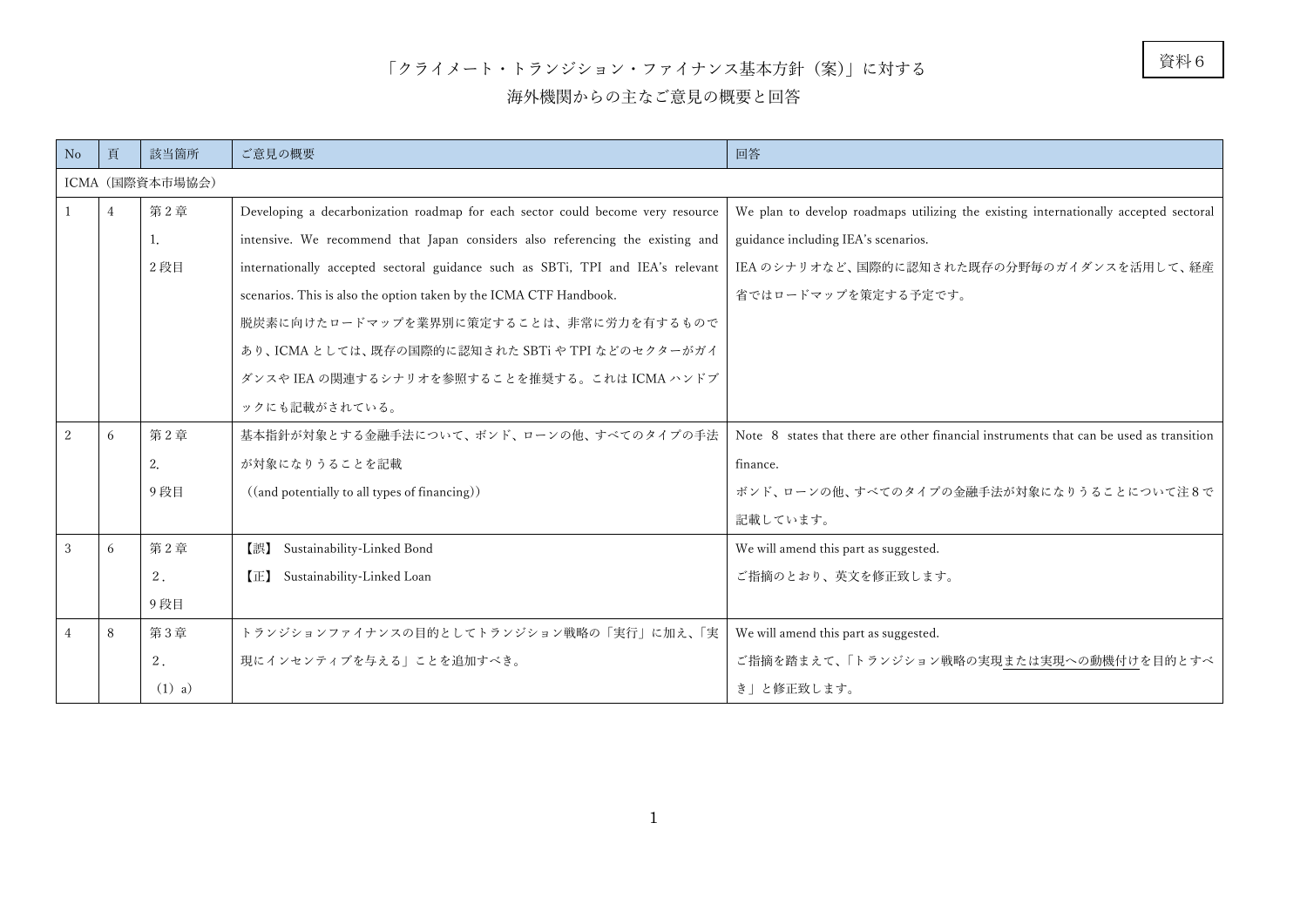資料６

# 「クライメート・トランジション・ファイナンス基本方針（案)」に対する海外機関からの主なご意見の概要と回答

| No | 頁 | 該当箇所 | ご意見の概要 | 回答 |
|---|---|---|---|---|
| ICMA（国際資本市場協会） | | | | |
| 1 | 4 | 第２章<br>1.<br>２段目 | Developing a decarbonization roadmap for each sector could become very resource intensive. We recommend that Japan considers also referencing the existing and internationally accepted sectoral guidance such as SBTi, TPI and IEA's relevant scenarios. This is also the option taken by the ICMA CTF Handbook.<br>脱炭素に向けたロードマップを業界別に策定することは、非常に労力を有するものであり、ICMA としては、既存の国際的に認知された SBTi や TPI などのセクターがガイダンスや IEA の関連するシナリオを参照することを推奨する。これは ICMA ハンドブックにも記載がされている。 | We plan to develop roadmaps utilizing the existing internationally accepted sectoral guidance including IEA's scenarios.<br>IEA のシナリオなど、国際的に認知された既存の分野毎のガイダンスを活用して、経産省ではロードマップを策定する予定です。 |
| 2 | 6 | 第２章<br>2.<br>９段目 | 基本指針が対象とする金融手法について、ボンド、ローンの他、すべてのタイプの手法が対象になりうることを記載<br>((and potentially to all types of financing)) | Note 8 states that there are other financial instruments that can be used as transition finance.<br>ボンド、ローンの他、すべてのタイプの金融手法が対象になりうることについて注８で記載しています。 |
| 3 | 6 | 第２章<br>２.<br>９段目 | 【誤】 Sustainability-Linked Bond<br>【正】 Sustainability-Linked Loan | We will amend this part as suggested.<br>ご指摘のとおり、英文を修正致します。 |
| 4 | 8 | 第３章<br>２.<br>（1）a) | トランジションファイナンスの目的としてトランジション戦略の「実行」に加え、「実現にインセンティブを与える」ことを追加すべき。 | We will amend this part as suggested.<br>ご指摘を踏まえて、「トランジション戦略の実現<u>または実現への動機付け</u>を目的とすべき」と修正致します。 |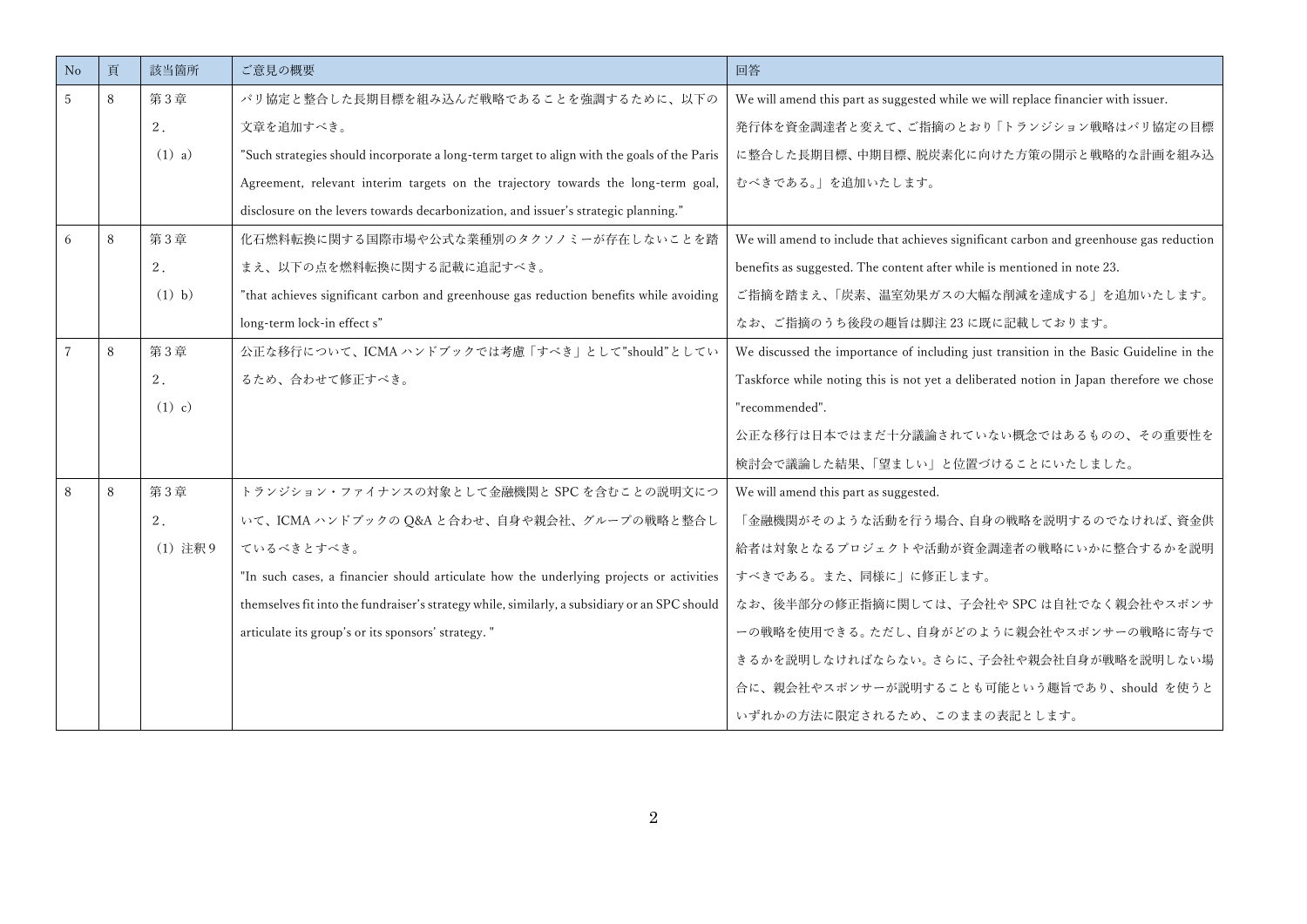| No | 頁 | 該当箇所 | ご意見の概要 | 回答 |
|---|---|---|---|---|
| 5 | 8 | 第3章<br>2.<br>(1) a) | パリ協定と整合した長期目標を組み込んだ戦略であることを強調するために、以下の文章を追加すべき。<br>"Such strategies should incorporate a long-term target to align with the goals of the Paris Agreement, relevant interim targets on the trajectory towards the long-term goal, disclosure on the levers towards decarbonization, and issuer's strategic planning." | We will amend this part as suggested while we will replace financier with issuer.<br>発行体を資金調達者と変えて、ご指摘のとおり「トランジション戦略はパリ協定の目標に整合した長期目標、中期目標、脱炭素化に向けた方策の開示と戦略的な計画を組み込むべきである。」を追加いたします。 |
| 6 | 8 | 第3章<br>2.<br>(1) b) | 化石燃料転換に関する国際市場や公式な業種別のタクソノミーが存在しないことを踏まえ、以下の点を燃料転換に関する記載に追記すべき。<br>"that achieves significant carbon and greenhouse gas reduction benefits while avoiding long-term lock-in effect s" | We will amend to include that achieves significant carbon and greenhouse gas reduction benefits as suggested. The content after while is mentioned in note 23.<br>ご指摘を踏まえ、「炭素、温室効果ガスの大幅な削減を達成する」を追加いたします。なお、ご指摘のうち後段の趣旨は脚注23に既に記載しております。 |
| 7 | 8 | 第3章<br>2.<br>(1) c) | 公正な移行について、ICMAハンドブックでは考慮「すべき」として"should"としているため、合わせて修正すべき。 | We discussed the importance of including just transition in the Basic Guideline in the Taskforce while noting this is not yet a deliberated notion in Japan therefore we chose "recommended".<br>公正な移行は日本ではまだ十分議論されていない概念ではあるものの、その重要性を検討会で議論した結果、「望ましい」と位置づけることにいたしました。 |
| 8 | 8 | 第3章<br>2.<br>(1) 注釈9 | トランジション・ファイナンスの対象として金融機関とSPCを含むことの説明文について、ICMAハンドブックのQ&Aと合わせ、自身や親会社、グループの戦略と整合しているべきとすべき。<br>"In such cases, a financier should articulate how the underlying projects or activities themselves fit into the fundraiser's strategy while, similarly, a subsidiary or an SPC should articulate its group's or its sponsors' strategy. " | We will amend this part as suggested.<br>「金融機関がそのような活動を行う場合、自身の戦略を説明するのでなければ、資金供給者は対象となるプロジェクトや活動が資金調達者の戦略にいかに整合するかを説明すべきである。また、同様に」に修正します。<br>なお、後半部分の修正指摘に関しては、子会社やSPCは自社でなく親会社やスポンサーの戦略を使用できる。ただし、自身がどのように親会社やスポンサーの戦略に寄与できるかを説明しなければならない。さらに、子会社や親会社自身が戦略を説明しない場合に、親会社やスポンサーが説明することも可能という趣旨であり、should を使うといずれかの方法に限定されるため、このままの表記とします。 |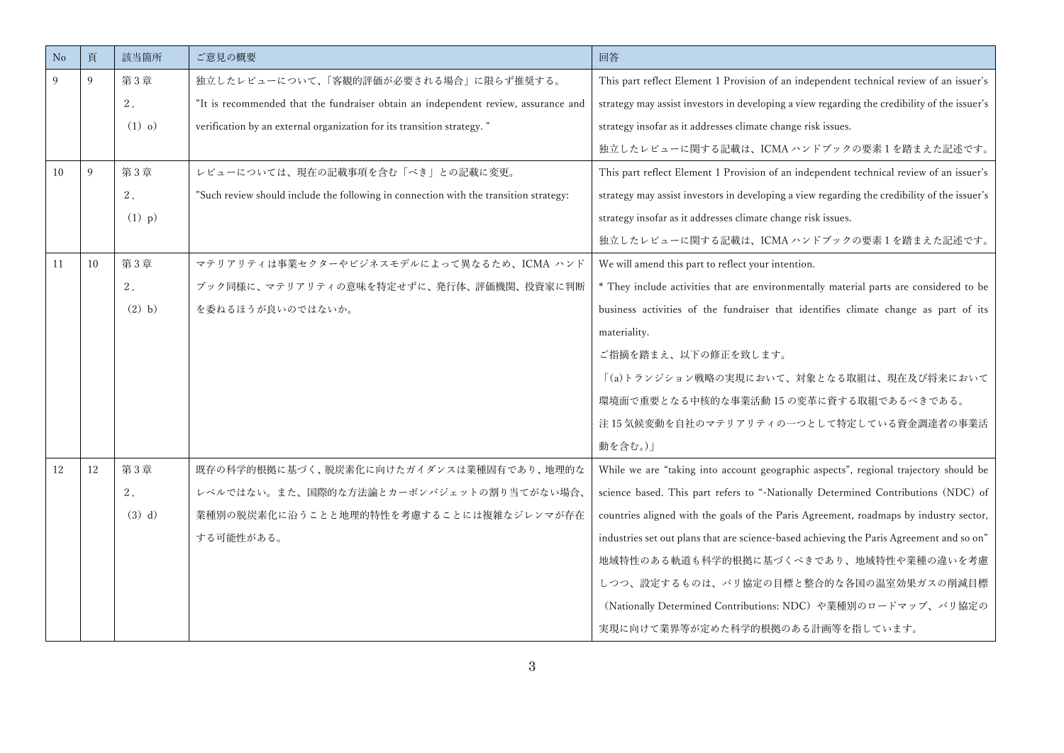| No | 頁 | 該当箇所 | ご意見の概要 | 回答 |
|---|---|---|---|---|
| 9 | 9 | 第３章<br>２．<br>（1）o） | 独立したレビューについて、「客観的評価が必要される場合」に限らず推奨する。<br>"It is recommended that the fundraiser obtain an independent review, assurance and verification by an external organization for its transition strategy. " | This part reflect Element 1 Provision of an independent technical review of an issuer's strategy may assist investors in developing a view regarding the credibility of the issuer's strategy insofar as it addresses climate change risk issues.<br>独立したレビューに関する記載は、ICMA ハンドブックの要素 1 を踏まえた記述です。 |
| 10 | 9 | 第３章<br>２．<br>（1）p） | レビューについては、現在の記載事項を含む「べき」との記載に変更。<br>"Such review should include the following in connection with the transition strategy: | This part reflect Element 1 Provision of an independent technical review of an issuer's strategy may assist investors in developing a view regarding the credibility of the issuer's strategy insofar as it addresses climate change risk issues.<br>独立したレビューに関する記載は、ICMA ハンドブックの要素 1 を踏まえた記述です。 |
| 11 | 10 | 第３章<br>２．<br>（2）b） | マテリアリティは事業セクターやビジネスモデルによって異なるため、ICMA ハンドブック同様に、マテリアリティの意味を特定せずに、発行体、評価機関、投資家に判断を委ねるほうが良いのではないか。 | We will amend this part to reflect your intention.<br>* They include activities that are environmentally material parts are considered to be business activities of the fundraiser that identifies climate change as part of its materiality.<br>ご指摘を踏まえ、以下の修正を致します。<br>「(a)トランジション戦略の実現において、対象となる取組は、現在及び将来において環境面で重要となる中核的な事業活動 15 の変革に資する取組であるべきである。<br>注 15 気候変動を自社のマテリアリティの一つとして特定している資金調達者の事業活動を含む。)」 |
| 12 | 12 | 第３章<br>２．<br>（3）d） | 既存の科学的根拠に基づく、脱炭素化に向けたガイダンスは業種固有であり、地理的なレベルではない。また、国際的な方法論とカーボンバジェットの割り当てがない場合、業種別の脱炭素化に沿うことと地理的特性を考慮することには複雑なジレンマが存在する可能性がある。 | While we are "taking into account geographic aspects", regional trajectory should be science based. This part refers to "-Nationally Determined Contributions (NDC) of countries aligned with the goals of the Paris Agreement, roadmaps by industry sector, industries set out plans that are science-based achieving the Paris Agreement and so on"<br>地域特性のある軌道も科学的根拠に基づくべきであり、地域特性や業種の違いを考慮しつつ、設定するものは、パリ協定の目標と整合的な各国の温室効果ガスの削減目標（Nationally Determined Contributions: NDC）や業種別のロードマップ、パリ協定の実現に向けて業界等が定めた科学的根拠のある計画等を指しています。 |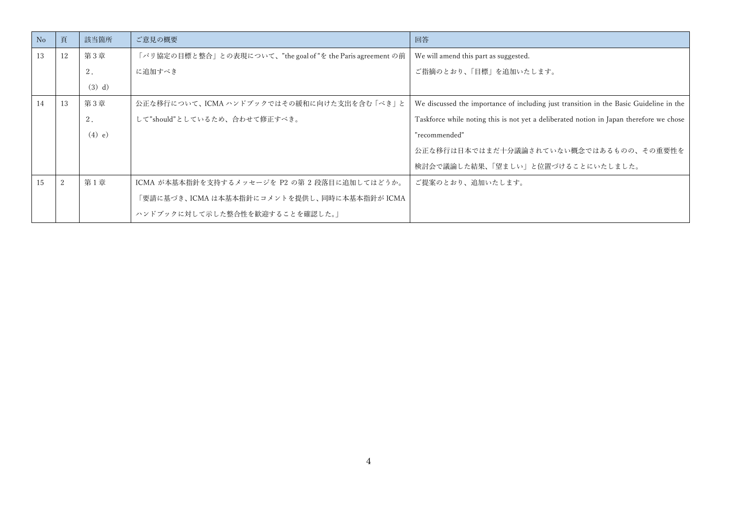| No | 頁 | 該当箇所 | ご意見の概要 | 回答 |
|---|---|---|---|---|
| 13 | 12 | 第3章<br>2.<br>（3）d） | 「パリ協定の目標と整合」との表現について、"the goal of "を the Paris agreement の前に追加すべき | We will amend this part as suggested.<br>ご指摘のとおり、「目標」を追加いたします。 |
| 14 | 13 | 第3章<br>2.<br>（4）e） | 公正な移行について、ICMA ハンドブックではその緩和に向けた支出を含む「べき」として"should"としているため、合わせて修正すべき。 | We discussed the importance of including just transition in the Basic Guideline in the Taskforce while noting this is not yet a deliberated notion in Japan therefore we chose "recommended"<br>公正な移行は日本ではまだ十分議論されていない概念ではあるものの、その重要性を検討会で議論した結果、「望ましい」と位置づけることにいたしました。 |
| 15 | 2 | 第1章 | ICMA が本基本指針を支持するメッセージを P2 の第 2 段落目に追加してはどうか。<br>「要請に基づき、ICMA は本基本指針にコメントを提供し、同時に本基本指針が ICMA ハンドブックに対して示した整合性を歓迎することを確認した。」 | ご提案のとおり、追加いたします。 |